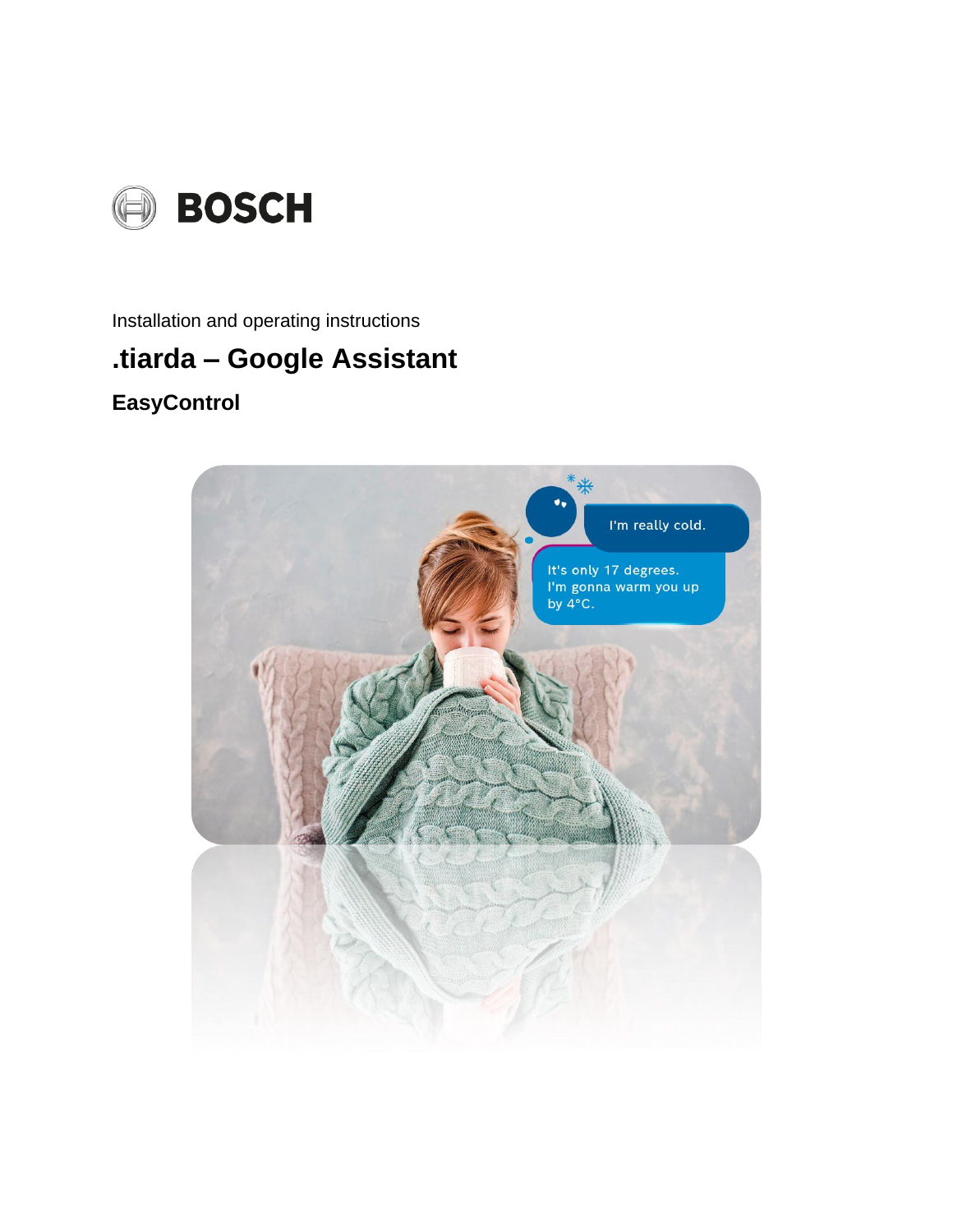BOSCH

Installation and operating instructions

# .tiarda – Google Assistant

## EasyControl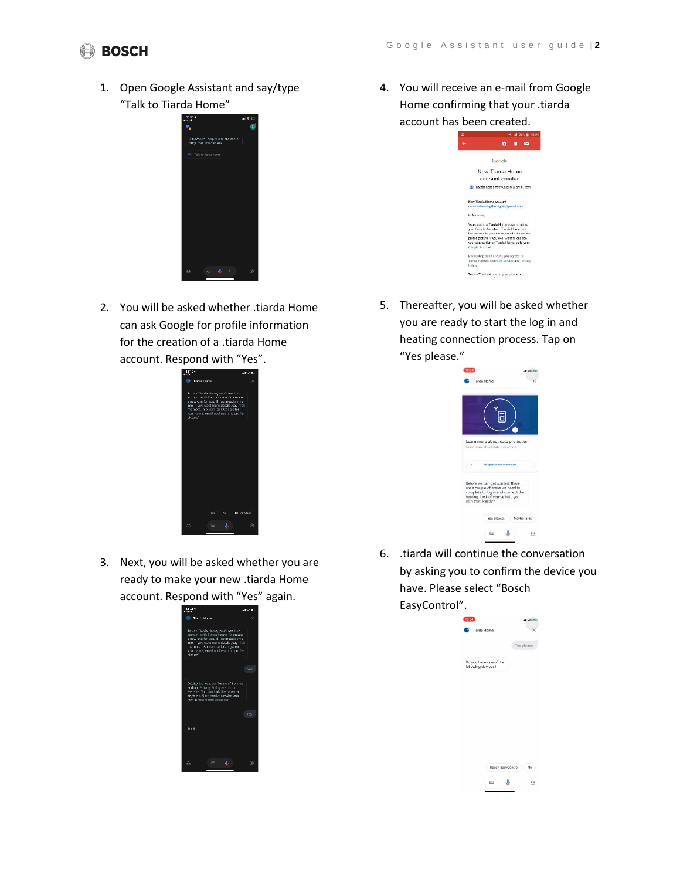1. Open Google Assistant and say/type "Talk to Tiarda Home"

2. You will be asked whether .tiarda Home can ask Google for profile information for the creation of a .tiarda Home account. Respond with "Yes".

3. Next, you will be asked whether you are ready to make your new .tiarda Home account. Respond with "Yes" again.

4. You will receive an e-mail from Google Home confirming that your .tiarda account has been created.

5. Thereafter, you will be asked whether you are ready to start the log in and heating connection process. Tap on "Yes please."

6. .tiarda will continue the conversation by asking you to confirm the device you have. Please select "Bosch EasyControl".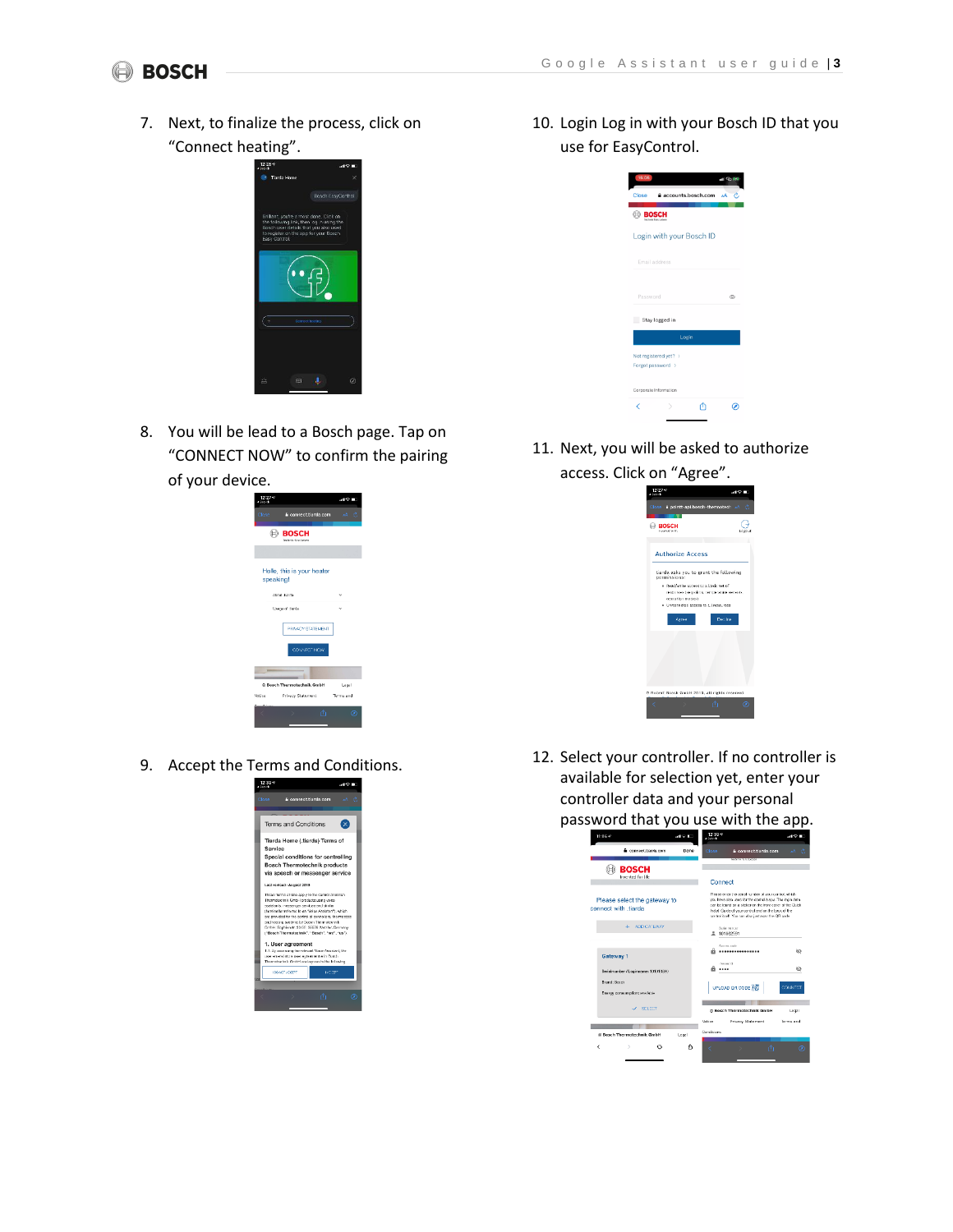7. Next, to finalize the process, click on "Connect heating".

8. You will be lead to a Bosch page. Tap on "CONNECT NOW" to confirm the pairing of your device.

9. Accept the Terms and Conditions.

10. Login Log in with your Bosch ID that you use for EasyControl.

11. Next, you will be asked to authorize access. Click on "Agree".

12. Select your controller. If no controller is available for selection yet, enter your controller data and your personal password that you use with the app.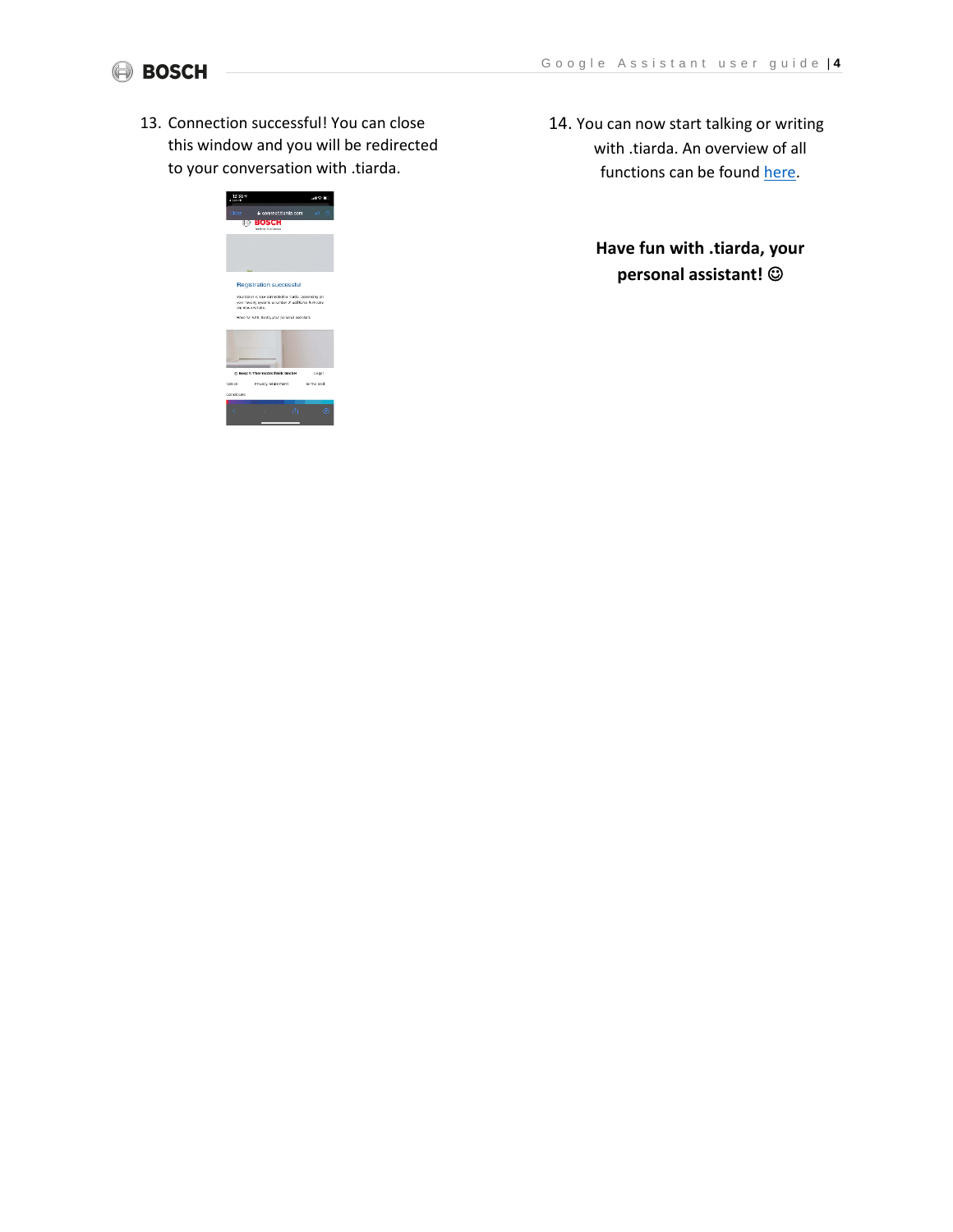13. Connection successful! You can close this window and you will be redirected to your conversation with .tiarda.

14. You can now start talking or writing with .tiarda. An overview of all functions can be found here.

**Have fun with .tiarda, your personal assistant! ☺**